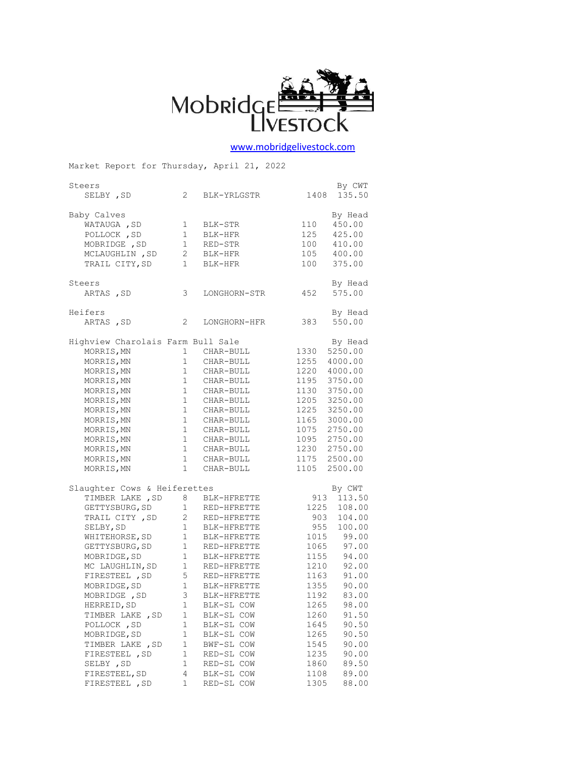# Mobridge Livestock

www.mobridgelivestock.com

Market Report for Thursday, April 21, 2022

| Steers | | | | By CWT |
|---|---|---|---|---|
| SELBY ,SD | 2 | BLK-YRLGSTR | 1408 | 135.50 |

| Baby Calves | | | | By Head |
|---|---|---|---|---|
| WATAUGA ,SD | 1 | BLK-STR | 110 | 450.00 |
| POLLOCK ,SD | 1 | BLK-HFR | 125 | 425.00 |
| MOBRIDGE ,SD | 1 | RED-STR | 100 | 410.00 |
| MCLAUGHLIN ,SD | 2 | BLK-HFR | 105 | 400.00 |
| TRAIL CITY,SD | 1 | BLK-HFR | 100 | 375.00 |

| Steers | | | | By Head |
|---|---|---|---|---|
| ARTAS ,SD | 3 | LONGHORN-STR | 452 | 575.00 |

| Heifers | | | | By Head |
|---|---|---|---|---|
| ARTAS ,SD | 2 | LONGHORN-HFR | 383 | 550.00 |

| Highview Charolais Farm Bull Sale | | | | By Head |
|---|---|---|---|---|
| MORRIS,MN | 1 | CHAR-BULL | 1330 | 5250.00 |
| MORRIS,MN | 1 | CHAR-BULL | 1255 | 4000.00 |
| MORRIS,MN | 1 | CHAR-BULL | 1220 | 4000.00 |
| MORRIS,MN | 1 | CHAR-BULL | 1195 | 3750.00 |
| MORRIS,MN | 1 | CHAR-BULL | 1130 | 3750.00 |
| MORRIS,MN | 1 | CHAR-BULL | 1205 | 3250.00 |
| MORRIS,MN | 1 | CHAR-BULL | 1225 | 3250.00 |
| MORRIS,MN | 1 | CHAR-BULL | 1165 | 3000.00 |
| MORRIS,MN | 1 | CHAR-BULL | 1075 | 2750.00 |
| MORRIS,MN | 1 | CHAR-BULL | 1095 | 2750.00 |
| MORRIS,MN | 1 | CHAR-BULL | 1230 | 2750.00 |
| MORRIS,MN | 1 | CHAR-BULL | 1175 | 2500.00 |
| MORRIS,MN | 1 | CHAR-BULL | 1105 | 2500.00 |

| Slaughter Cows & Heiferettes | | | | By CWT |
|---|---|---|---|---|
| TIMBER LAKE ,SD | 8 | BLK-HFRETTE | 913 | 113.50 |
| GETTYSBURG,SD | 1 | RED-HFRETTE | 1225 | 108.00 |
| TRAIL CITY ,SD | 2 | RED-HFRETTE | 903 | 104.00 |
| SELBY,SD | 1 | BLK-HFRETTE | 955 | 100.00 |
| WHITEHORSE,SD | 1 | BLK-HFRETTE | 1015 | 99.00 |
| GETTYSBURG,SD | 1 | RED-HFRETTE | 1065 | 97.00 |
| MOBRIDGE,SD | 1 | BLK-HFRETTE | 1155 | 94.00 |
| MC LAUGHLIN,SD | 1 | RED-HFRETTE | 1210 | 92.00 |
| FIRESTEEL ,SD | 5 | RED-HFRETTE | 1163 | 91.00 |
| MOBRIDGE,SD | 1 | BLK-HFRETTE | 1355 | 90.00 |
| MOBRIDGE ,SD | 3 | BLK-HFRETTE | 1192 | 83.00 |
| HERREID,SD | 1 | BLK-SL COW | 1265 | 98.00 |
| TIMBER LAKE ,SD | 1 | BLK-SL COW | 1260 | 91.50 |
| POLLOCK ,SD | 1 | BLK-SL COW | 1645 | 90.50 |
| MOBRIDGE,SD | 1 | BLK-SL COW | 1265 | 90.50 |
| TIMBER LAKE ,SD | 1 | BWF-SL COW | 1545 | 90.00 |
| FIRESTEEL ,SD | 1 | RED-SL COW | 1235 | 90.00 |
| SELBY ,SD | 1 | RED-SL COW | 1860 | 89.50 |
| FIRESTEEL,SD | 4 | BLK-SL COW | 1108 | 89.00 |
| FIRESTEEL ,SD | 1 | RED-SL COW | 1305 | 88.00 |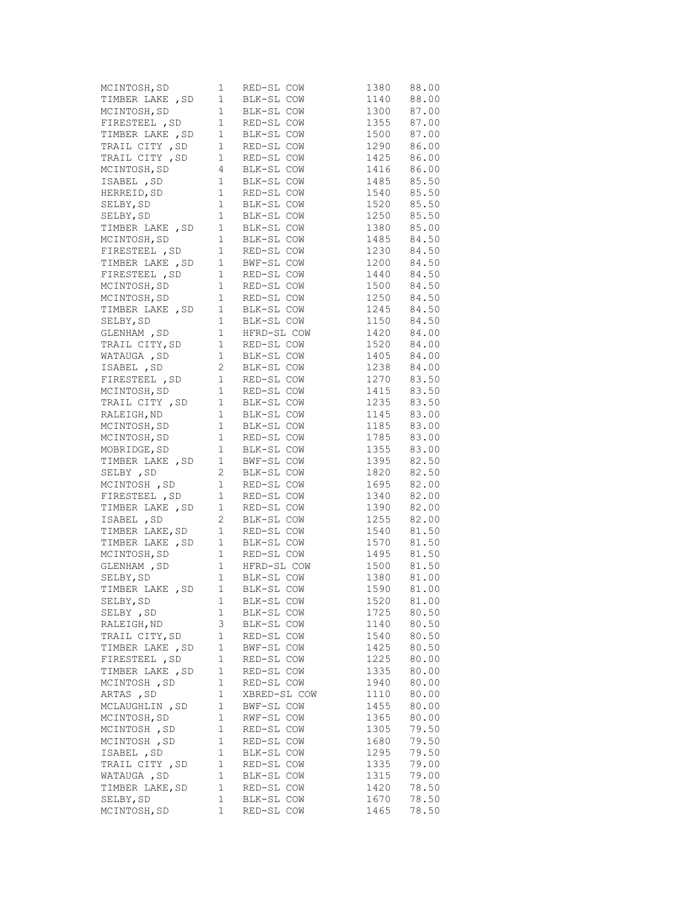| | | | | |
|---|---|---|---|---|
| MCINTOSH,SD | 1 | RED-SL COW | 1380 | 88.00 |
| TIMBER LAKE ,SD | 1 | BLK-SL COW | 1140 | 88.00 |
| MCINTOSH,SD | 1 | BLK-SL COW | 1300 | 87.00 |
| FIRESTEEL ,SD | 1 | RED-SL COW | 1355 | 87.00 |
| TIMBER LAKE ,SD | 1 | BLK-SL COW | 1500 | 87.00 |
| TRAIL CITY ,SD | 1 | RED-SL COW | 1290 | 86.00 |
| TRAIL CITY ,SD | 1 | RED-SL COW | 1425 | 86.00 |
| MCINTOSH,SD | 4 | BLK-SL COW | 1416 | 86.00 |
| ISABEL ,SD | 1 | BLK-SL COW | 1485 | 85.50 |
| HERREID,SD | 1 | RED-SL COW | 1540 | 85.50 |
| SELBY,SD | 1 | BLK-SL COW | 1520 | 85.50 |
| SELBY,SD | 1 | BLK-SL COW | 1250 | 85.50 |
| TIMBER LAKE ,SD | 1 | BLK-SL COW | 1380 | 85.00 |
| MCINTOSH,SD | 1 | BLK-SL COW | 1485 | 84.50 |
| FIRESTEEL ,SD | 1 | RED-SL COW | 1230 | 84.50 |
| TIMBER LAKE ,SD | 1 | BWF-SL COW | 1200 | 84.50 |
| FIRESTEEL ,SD | 1 | RED-SL COW | 1440 | 84.50 |
| MCINTOSH,SD | 1 | RED-SL COW | 1500 | 84.50 |
| MCINTOSH,SD | 1 | RED-SL COW | 1250 | 84.50 |
| TIMBER LAKE ,SD | 1 | BLK-SL COW | 1245 | 84.50 |
| SELBY,SD | 1 | BLK-SL COW | 1150 | 84.50 |
| GLENHAM ,SD | 1 | HFRD-SL COW | 1420 | 84.00 |
| TRAIL CITY,SD | 1 | RED-SL COW | 1520 | 84.00 |
| WATAUGA ,SD | 1 | BLK-SL COW | 1405 | 84.00 |
| ISABEL ,SD | 2 | BLK-SL COW | 1238 | 84.00 |
| FIRESTEEL ,SD | 1 | RED-SL COW | 1270 | 83.50 |
| MCINTOSH,SD | 1 | RED-SL COW | 1415 | 83.50 |
| TRAIL CITY ,SD | 1 | BLK-SL COW | 1235 | 83.50 |
| RALEIGH,ND | 1 | BLK-SL COW | 1145 | 83.00 |
| MCINTOSH,SD | 1 | BLK-SL COW | 1185 | 83.00 |
| MCINTOSH,SD | 1 | RED-SL COW | 1785 | 83.00 |
| MOBRIDGE,SD | 1 | BLK-SL COW | 1355 | 83.00 |
| TIMBER LAKE ,SD | 1 | BWF-SL COW | 1395 | 82.50 |
| SELBY ,SD | 2 | BLK-SL COW | 1820 | 82.50 |
| MCINTOSH ,SD | 1 | RED-SL COW | 1695 | 82.00 |
| FIRESTEEL ,SD | 1 | RED-SL COW | 1340 | 82.00 |
| TIMBER LAKE ,SD | 1 | RED-SL COW | 1390 | 82.00 |
| ISABEL ,SD | 2 | BLK-SL COW | 1255 | 82.00 |
| TIMBER LAKE,SD | 1 | RED-SL COW | 1540 | 81.50 |
| TIMBER LAKE ,SD | 1 | BLK-SL COW | 1570 | 81.50 |
| MCINTOSH,SD | 1 | RED-SL COW | 1495 | 81.50 |
| GLENHAM ,SD | 1 | HFRD-SL COW | 1500 | 81.50 |
| SELBY,SD | 1 | BLK-SL COW | 1380 | 81.00 |
| TIMBER LAKE ,SD | 1 | BLK-SL COW | 1590 | 81.00 |
| SELBY,SD | 1 | BLK-SL COW | 1520 | 81.00 |
| SELBY ,SD | 1 | BLK-SL COW | 1725 | 80.50 |
| RALEIGH,ND | 3 | BLK-SL COW | 1140 | 80.50 |
| TRAIL CITY,SD | 1 | RED-SL COW | 1540 | 80.50 |
| TIMBER LAKE ,SD | 1 | BWF-SL COW | 1425 | 80.50 |
| FIRESTEEL ,SD | 1 | RED-SL COW | 1225 | 80.00 |
| TIMBER LAKE ,SD | 1 | RED-SL COW | 1335 | 80.00 |
| MCINTOSH ,SD | 1 | RED-SL COW | 1940 | 80.00 |
| ARTAS ,SD | 1 | XBRED-SL COW | 1110 | 80.00 |
| MCLAUGHLIN ,SD | 1 | BWF-SL COW | 1455 | 80.00 |
| MCINTOSH,SD | 1 | RWF-SL COW | 1365 | 80.00 |
| MCINTOSH ,SD | 1 | RED-SL COW | 1305 | 79.50 |
| MCINTOSH ,SD | 1 | RED-SL COW | 1680 | 79.50 |
| ISABEL ,SD | 1 | BLK-SL COW | 1295 | 79.50 |
| TRAIL CITY ,SD | 1 | RED-SL COW | 1335 | 79.00 |
| WATAUGA ,SD | 1 | BLK-SL COW | 1315 | 79.00 |
| TIMBER LAKE,SD | 1 | RED-SL COW | 1420 | 78.50 |
| SELBY,SD | 1 | BLK-SL COW | 1670 | 78.50 |
| MCINTOSH,SD | 1 | RED-SL COW | 1465 | 78.50 |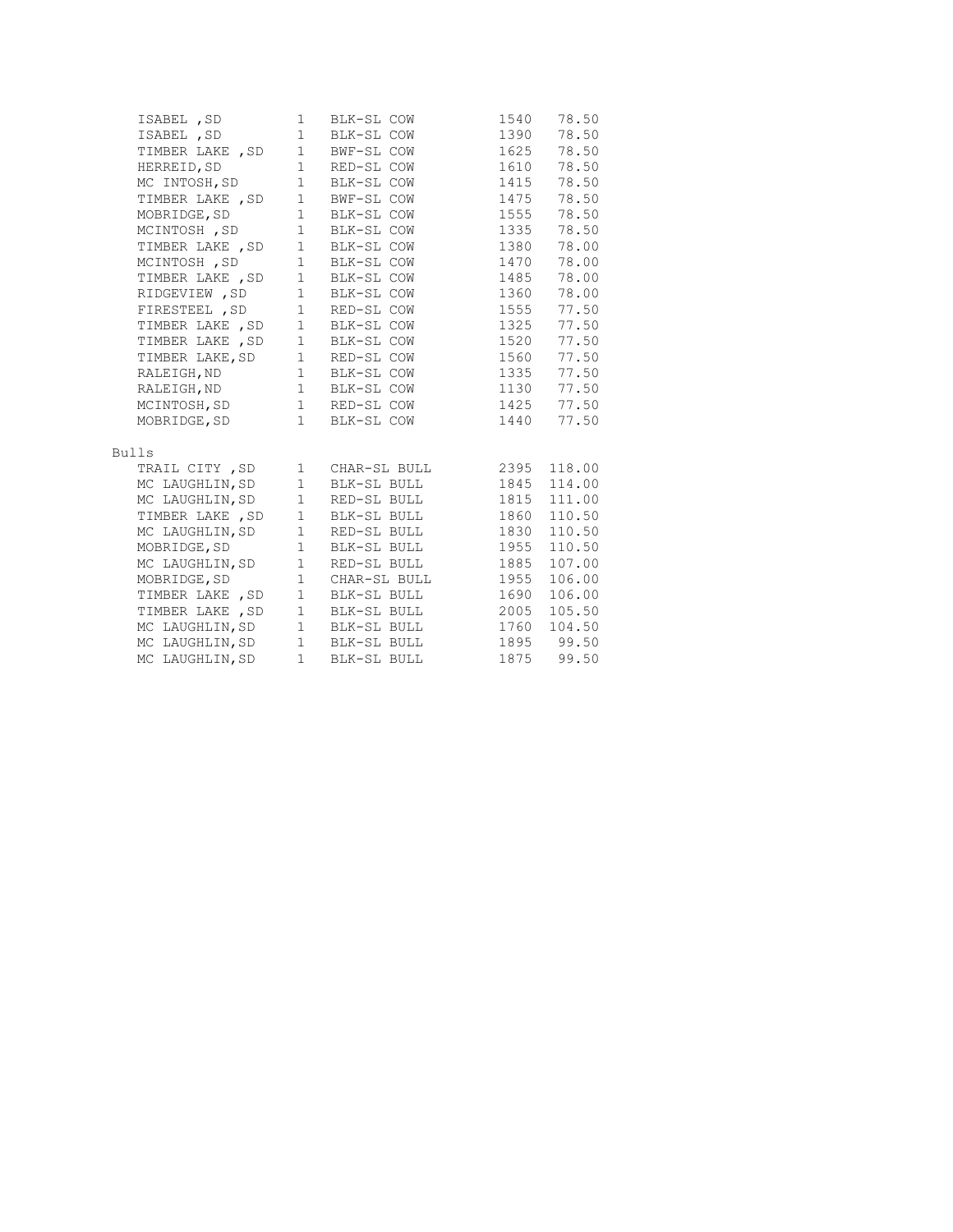| | | | | |
|---|---|---|---|---|
| ISABEL ,SD | 1 | BLK-SL COW | 1540 | 78.50 |
| ISABEL ,SD | 1 | BLK-SL COW | 1390 | 78.50 |
| TIMBER LAKE ,SD | 1 | BWF-SL COW | 1625 | 78.50 |
| HERREID,SD | 1 | RED-SL COW | 1610 | 78.50 |
| MC INTOSH,SD | 1 | BLK-SL COW | 1415 | 78.50 |
| TIMBER LAKE ,SD | 1 | BWF-SL COW | 1475 | 78.50 |
| MOBRIDGE,SD | 1 | BLK-SL COW | 1555 | 78.50 |
| MCINTOSH ,SD | 1 | BLK-SL COW | 1335 | 78.50 |
| TIMBER LAKE ,SD | 1 | BLK-SL COW | 1380 | 78.00 |
| MCINTOSH ,SD | 1 | BLK-SL COW | 1470 | 78.00 |
| TIMBER LAKE ,SD | 1 | BLK-SL COW | 1485 | 78.00 |
| RIDGEVIEW ,SD | 1 | BLK-SL COW | 1360 | 78.00 |
| FIRESTEEL ,SD | 1 | RED-SL COW | 1555 | 77.50 |
| TIMBER LAKE ,SD | 1 | BLK-SL COW | 1325 | 77.50 |
| TIMBER LAKE ,SD | 1 | BLK-SL COW | 1520 | 77.50 |
| TIMBER LAKE,SD | 1 | RED-SL COW | 1560 | 77.50 |
| RALEIGH,ND | 1 | BLK-SL COW | 1335 | 77.50 |
| RALEIGH,ND | 1 | BLK-SL COW | 1130 | 77.50 |
| MCINTOSH,SD | 1 | RED-SL COW | 1425 | 77.50 |
| MOBRIDGE,SD | 1 | BLK-SL COW | 1440 | 77.50 |

Bulls

| | | | | |
|---|---|---|---|---|
| TRAIL CITY ,SD | 1 | CHAR-SL BULL | 2395 | 118.00 |
| MC LAUGHLIN,SD | 1 | BLK-SL BULL | 1845 | 114.00 |
| MC LAUGHLIN,SD | 1 | RED-SL BULL | 1815 | 111.00 |
| TIMBER LAKE ,SD | 1 | BLK-SL BULL | 1860 | 110.50 |
| MC LAUGHLIN,SD | 1 | RED-SL BULL | 1830 | 110.50 |
| MOBRIDGE,SD | 1 | BLK-SL BULL | 1955 | 110.50 |
| MC LAUGHLIN,SD | 1 | RED-SL BULL | 1885 | 107.00 |
| MOBRIDGE,SD | 1 | CHAR-SL BULL | 1955 | 106.00 |
| TIMBER LAKE ,SD | 1 | BLK-SL BULL | 1690 | 106.00 |
| TIMBER LAKE ,SD | 1 | BLK-SL BULL | 2005 | 105.50 |
| MC LAUGHLIN,SD | 1 | BLK-SL BULL | 1760 | 104.50 |
| MC LAUGHLIN,SD | 1 | BLK-SL BULL | 1895 | 99.50 |
| MC LAUGHLIN,SD | 1 | BLK-SL BULL | 1875 | 99.50 |